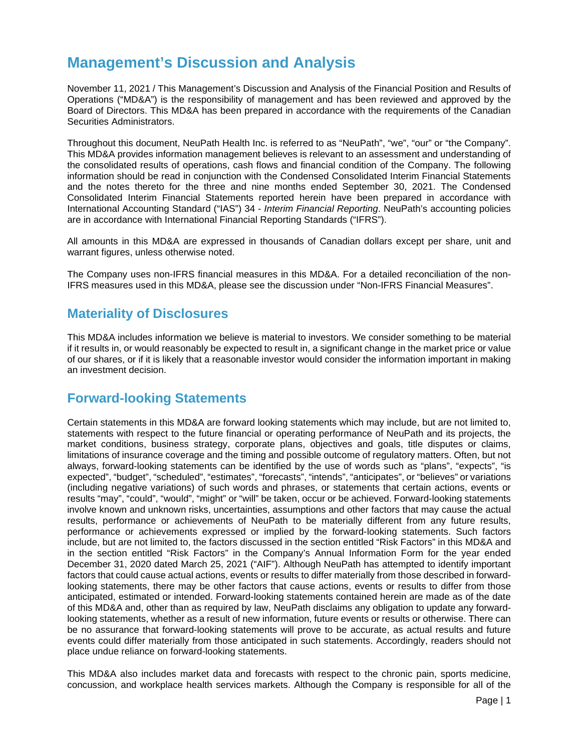# Management's Discussion and Analysis

November 11, 2021 / This Management's Discussion and Analysis of the Financial Position and Results of Operations ("MD&A") is the responsibility of management and has been reviewed and approved by the Board of Directors. This MD&A has been prepared in accordance with the requirements of the Canadian Securities Administrators.

Throughout this document, NeuPath Health Inc. is referred to as "NeuPath", "we", "our" or "the Company". This MD&A provides information management believes is relevant to an assessment and understanding of the consolidated results of operations, cash flows and financial condition of the Company. The following information should be read in conjunction with the Condensed Consolidated Interim Financial Statements and the notes thereto for the three and nine months ended September 30, 2021. The Condensed Consolidated Interim Financial Statements reported herein have been prepared in accordance with International Accounting Standard ("IAS") 34 - *Interim Financial Reporting*. NeuPath's accounting policies are in accordance with International Financial Reporting Standards ("IFRS").

All amounts in this MD&A are expressed in thousands of Canadian dollars except per share, unit and warrant figures, unless otherwise noted.

The Company uses non-IFRS financial measures in this MD&A. For a detailed reconciliation of the non-IFRS measures used in this MD&A, please see the discussion under "Non-IFRS Financial Measures".

## Materiality of Disclosures

This MD&A includes information we believe is material to investors. We consider something to be material if it results in, or would reasonably be expected to result in, a significant change in the market price or value of our shares, or if it is likely that a reasonable investor would consider the information important in making an investment decision.

## Forward-looking Statements

Certain statements in this MD&A are forward looking statements which may include, but are not limited to, statements with respect to the future financial or operating performance of NeuPath and its projects, the market conditions, business strategy, corporate plans, objectives and goals, title disputes or claims, limitations of insurance coverage and the timing and possible outcome of regulatory matters. Often, but not always, forward-looking statements can be identified by the use of words such as "plans", "expects", "is expected", "budget", "scheduled", "estimates", "forecasts", "intends", "anticipates", or "believes" or variations (including negative variations) of such words and phrases, or statements that certain actions, events or results "may", "could", "would", "might" or "will" be taken, occur or be achieved. Forward-looking statements involve known and unknown risks, uncertainties, assumptions and other factors that may cause the actual results, performance or achievements of NeuPath to be materially different from any future results, performance or achievements expressed or implied by the forward-looking statements. Such factors include, but are not limited to, the factors discussed in the section entitled "Risk Factors" in this MD&A and in the section entitled "Risk Factors" in the Company's Annual Information Form for the year ended December 31, 2020 dated March 25, 2021 ("AIF"). Although NeuPath has attempted to identify important factors that could cause actual actions, events or results to differ materially from those described in forward-looking statements, there may be other factors that cause actions, events or results to differ from those anticipated, estimated or intended. Forward-looking statements contained herein are made as of the date of this MD&A and, other than as required by law, NeuPath disclaims any obligation to update any forward-looking statements, whether as a result of new information, future events or results or otherwise. There can be no assurance that forward-looking statements will prove to be accurate, as actual results and future events could differ materially from those anticipated in such statements. Accordingly, readers should not place undue reliance on forward-looking statements.

This MD&A also includes market data and forecasts with respect to the chronic pain, sports medicine, concussion, and workplace health services markets. Although the Company is responsible for all of the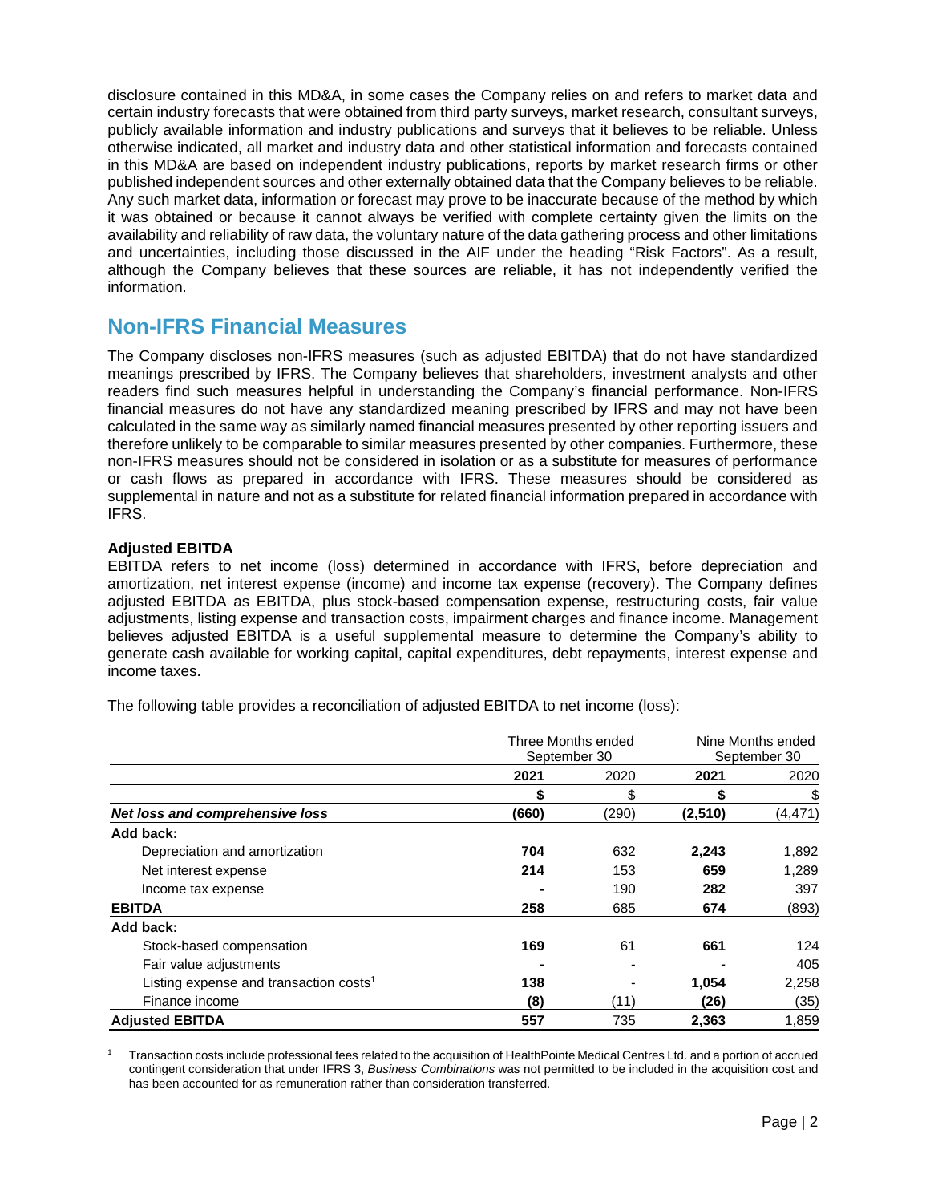disclosure contained in this MD&A, in some cases the Company relies on and refers to market data and certain industry forecasts that were obtained from third party surveys, market research, consultant surveys, publicly available information and industry publications and surveys that it believes to be reliable. Unless otherwise indicated, all market and industry data and other statistical information and forecasts contained in this MD&A are based on independent industry publications, reports by market research firms or other published independent sources and other externally obtained data that the Company believes to be reliable. Any such market data, information or forecast may prove to be inaccurate because of the method by which it was obtained or because it cannot always be verified with complete certainty given the limits on the availability and reliability of raw data, the voluntary nature of the data gathering process and other limitations and uncertainties, including those discussed in the AIF under the heading "Risk Factors". As a result, although the Company believes that these sources are reliable, it has not independently verified the information.

## Non-IFRS Financial Measures

The Company discloses non-IFRS measures (such as adjusted EBITDA) that do not have standardized meanings prescribed by IFRS. The Company believes that shareholders, investment analysts and other readers find such measures helpful in understanding the Company's financial performance. Non-IFRS financial measures do not have any standardized meaning prescribed by IFRS and may not have been calculated in the same way as similarly named financial measures presented by other reporting issuers and therefore unlikely to be comparable to similar measures presented by other companies. Furthermore, these non-IFRS measures should not be considered in isolation or as a substitute for measures of performance or cash flows as prepared in accordance with IFRS. These measures should be considered as supplemental in nature and not as a substitute for related financial information prepared in accordance with IFRS.

**Adjusted EBITDA**

EBITDA refers to net income (loss) determined in accordance with IFRS, before depreciation and amortization, net interest expense (income) and income tax expense (recovery). The Company defines adjusted EBITDA as EBITDA, plus stock-based compensation expense, restructuring costs, fair value adjustments, listing expense and transaction costs, impairment charges and finance income. Management believes adjusted EBITDA is a useful supplemental measure to determine the Company's ability to generate cash available for working capital, capital expenditures, debt repayments, interest expense and income taxes.

The following table provides a reconciliation of adjusted EBITDA to net income (loss):

| | Three Months ended September 30 | | Nine Months ended September 30 | |
|---|---|---|---|---|
| | **2021** | 2020 | **2021** | 2020 |
| | **$** | $ | **$** | $ |
| ***Net loss and comprehensive loss*** | **(660)** | (290) | **(2,510)** | (4,471) |
| **Add back:** | | | | |
| Depreciation and amortization | **704** | 632 | **2,243** | 1,892 |
| Net interest expense | **214** | 153 | **659** | 1,289 |
| Income tax expense | **-** | 190 | **282** | 397 |
| **EBITDA** | **258** | 685 | **674** | (893) |
| **Add back:** | | | | |
| Stock-based compensation | **169** | 61 | **661** | 124 |
| Fair value adjustments | **-** | - | **-** | 405 |
| Listing expense and transaction costs[1] | **138** | - | **1,054** | 2,258 |
| Finance income | **(8)** | (11) | **(26)** | (35) |
| **Adjusted EBITDA** | **557** | 735 | **2,363** | 1,859 |

[1] Transaction costs include professional fees related to the acquisition of HealthPointe Medical Centres Ltd. and a portion of accrued contingent consideration that under IFRS 3, *Business Combinations* was not permitted to be included in the acquisition cost and has been accounted for as remuneration rather than consideration transferred.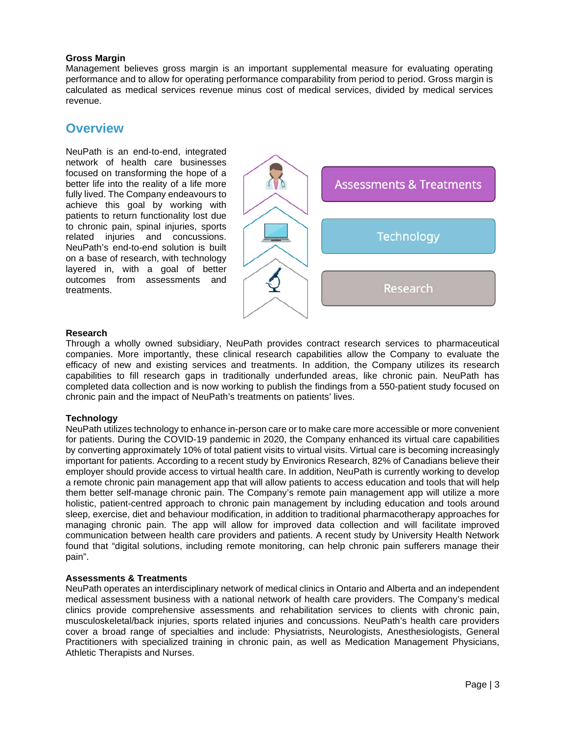**Gross Margin**

Management believes gross margin is an important supplemental measure for evaluating operating performance and to allow for operating performance comparability from period to period. Gross margin is calculated as medical services revenue minus cost of medical services, divided by medical services revenue.

## Overview

NeuPath is an end-to-end, integrated network of health care businesses focused on transforming the hope of a better life into the reality of a life more fully lived. The Company endeavours to achieve this goal by working with patients to return functionality lost due to chronic pain, spinal injuries, sports related injuries and concussions. NeuPath's end-to-end solution is built on a base of research, with technology layered in, with a goal of better outcomes from assessments and treatments.

Assessments & Treatments

Technology

Research

**Research**

Through a wholly owned subsidiary, NeuPath provides contract research services to pharmaceutical companies. More importantly, these clinical research capabilities allow the Company to evaluate the efficacy of new and existing services and treatments. In addition, the Company utilizes its research capabilities to fill research gaps in traditionally underfunded areas, like chronic pain. NeuPath has completed data collection and is now working to publish the findings from a 550-patient study focused on chronic pain and the impact of NeuPath's treatments on patients' lives.

**Technology**

NeuPath utilizes technology to enhance in-person care or to make care more accessible or more convenient for patients. During the COVID-19 pandemic in 2020, the Company enhanced its virtual care capabilities by converting approximately 10% of total patient visits to virtual visits. Virtual care is becoming increasingly important for patients. According to a recent study by Environics Research, 82% of Canadians believe their employer should provide access to virtual health care. In addition, NeuPath is currently working to develop a remote chronic pain management app that will allow patients to access education and tools that will help them better self-manage chronic pain. The Company's remote pain management app will utilize a more holistic, patient-centred approach to chronic pain management by including education and tools around sleep, exercise, diet and behaviour modification, in addition to traditional pharmacotherapy approaches for managing chronic pain. The app will allow for improved data collection and will facilitate improved communication between health care providers and patients. A recent study by University Health Network found that "digital solutions, including remote monitoring, can help chronic pain sufferers manage their pain".

**Assessments & Treatments**

NeuPath operates an interdisciplinary network of medical clinics in Ontario and Alberta and an independent medical assessment business with a national network of health care providers. The Company's medical clinics provide comprehensive assessments and rehabilitation services to clients with chronic pain, musculoskeletal/back injuries, sports related injuries and concussions. NeuPath's health care providers cover a broad range of specialties and include: Physiatrists, Neurologists, Anesthesiologists, General Practitioners with specialized training in chronic pain, as well as Medication Management Physicians, Athletic Therapists and Nurses.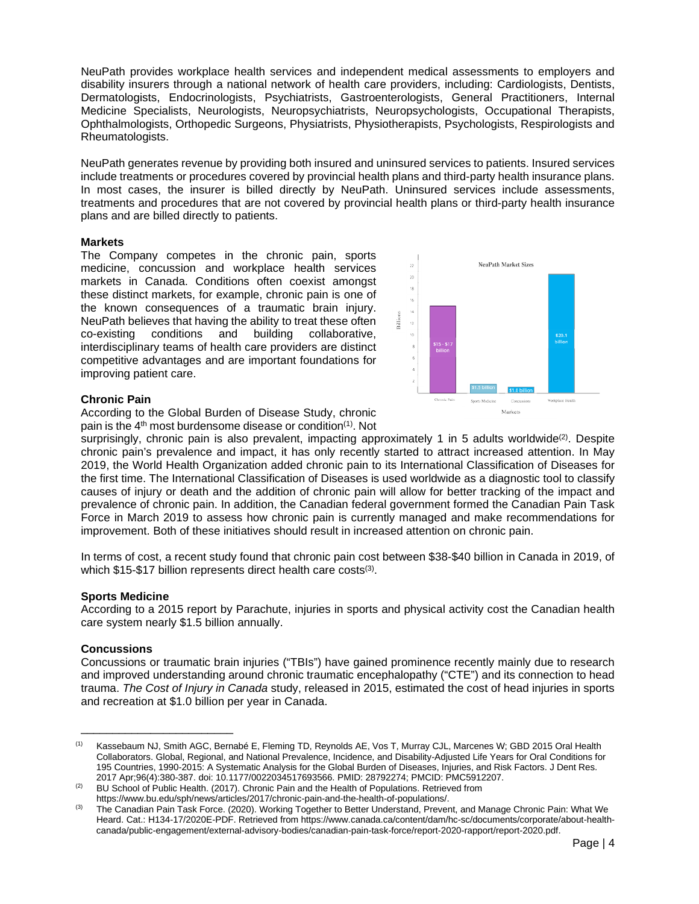NeuPath provides workplace health services and independent medical assessments to employers and disability insurers through a national network of health care providers, including: Cardiologists, Dentists, Dermatologists, Endocrinologists, Psychiatrists, Gastroenterologists, General Practitioners, Internal Medicine Specialists, Neurologists, Neuropsychiatrists, Neuropsychologists, Occupational Therapists, Ophthalmologists, Orthopedic Surgeons, Physiatrists, Physiotherapists, Psychologists, Respirologists and Rheumatologists.

NeuPath generates revenue by providing both insured and uninsured services to patients. Insured services include treatments or procedures covered by provincial health plans and third-party health insurance plans. In most cases, the insurer is billed directly by NeuPath. Uninsured services include assessments, treatments and procedures that are not covered by provincial health plans or third-party health insurance plans and are billed directly to patients.

### Markets

The Company competes in the chronic pain, sports medicine, concussion and workplace health services markets in Canada. Conditions often coexist amongst these distinct markets, for example, chronic pain is one of the known consequences of a traumatic brain injury. NeuPath believes that having the ability to treat these often co-existing conditions and building collaborative, interdisciplinary teams of health care providers are distinct competitive advantages and are important foundations for improving patient care.

### Chronic Pain

According to the Global Burden of Disease Study, chronic pain is the 4th most burdensome disease or condition[1]. Not surprisingly, chronic pain is also prevalent, impacting approximately 1 in 5 adults worldwide[2]. Despite chronic pain's prevalence and impact, it has only recently started to attract increased attention. In May 2019, the World Health Organization added chronic pain to its International Classification of Diseases for the first time. The International Classification of Diseases is used worldwide as a diagnostic tool to classify causes of injury or death and the addition of chronic pain will allow for better tracking of the impact and prevalence of chronic pain. In addition, the Canadian federal government formed the Canadian Pain Task Force in March 2019 to assess how chronic pain is currently managed and make recommendations for improvement. Both of these initiatives should result in increased attention on chronic pain.

In terms of cost, a recent study found that chronic pain cost between $38-$40 billion in Canada in 2019, of which $15-$17 billion represents direct health care costs[3].

### Sports Medicine

According to a 2015 report by Parachute, injuries in sports and physical activity cost the Canadian health care system nearly $1.5 billion annually.

### Concussions

Concussions or traumatic brain injuries ("TBIs") have gained prominence recently mainly due to research and improved understanding around chronic traumatic encephalopathy ("CTE") and its connection to head trauma. *The Cost of Injury in Canada* study, released in 2015, estimated the cost of head injuries in sports and recreation at $1.0 billion per year in Canada.

---

[1] Kassebaum NJ, Smith AGC, Bernabé E, Fleming TD, Reynolds AE, Vos T, Murray CJL, Marcenes W; GBD 2015 Oral Health Collaborators. Global, Regional, and National Prevalence, Incidence, and Disability-Adjusted Life Years for Oral Conditions for 195 Countries, 1990-2015: A Systematic Analysis for the Global Burden of Diseases, Injuries, and Risk Factors. J Dent Res. 2017 Apr;96(4):380-387. doi: 10.1177/0022034517693566. PMID: 28792274; PMCID: PMC5912207.

[2] BU School of Public Health. (2017). Chronic Pain and the Health of Populations. Retrieved from https://www.bu.edu/sph/news/articles/2017/chronic-pain-and-the-health-of-populations/.

[3] The Canadian Pain Task Force. (2020). Working Together to Better Understand, Prevent, and Manage Chronic Pain: What We Heard. Cat.: H134-17/2020E-PDF. Retrieved from https://www.canada.ca/content/dam/hc-sc/documents/corporate/about-health-canada/public-engagement/external-advisory-bodies/canadian-pain-task-force/report-2020-rapport/report-2020.pdf.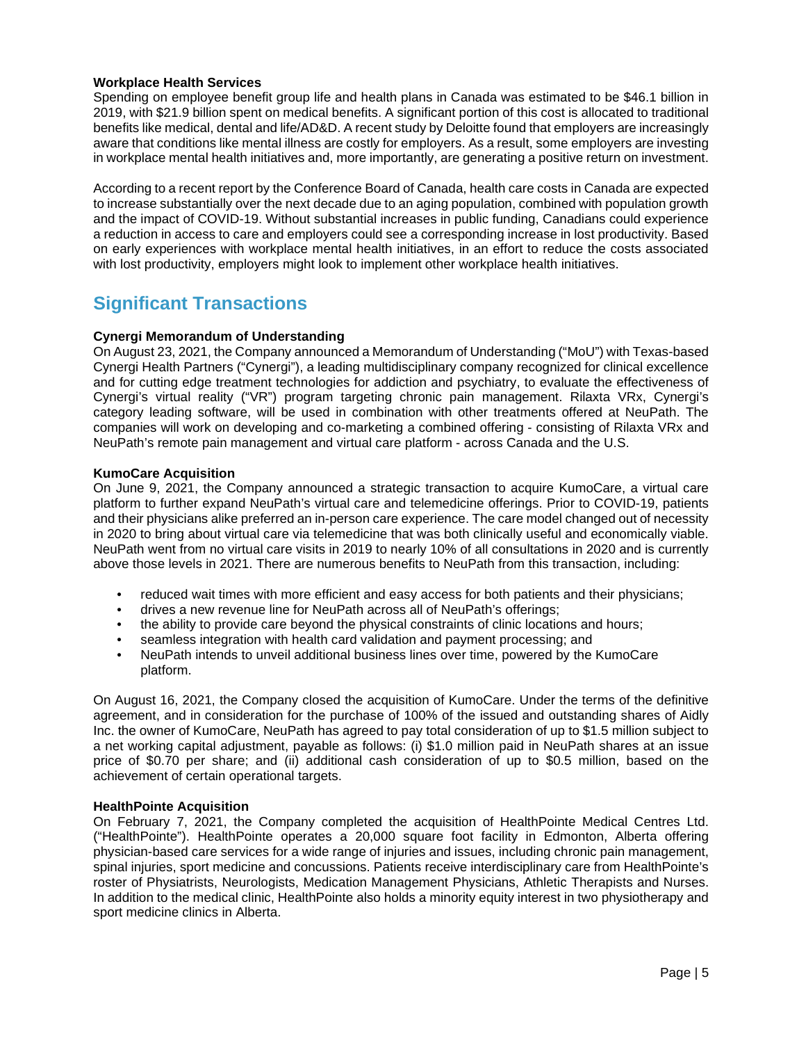**Workplace Health Services**

Spending on employee benefit group life and health plans in Canada was estimated to be $46.1 billion in 2019, with $21.9 billion spent on medical benefits. A significant portion of this cost is allocated to traditional benefits like medical, dental and life/AD&D. A recent study by Deloitte found that employers are increasingly aware that conditions like mental illness are costly for employers. As a result, some employers are investing in workplace mental health initiatives and, more importantly, are generating a positive return on investment.

According to a recent report by the Conference Board of Canada, health care costs in Canada are expected to increase substantially over the next decade due to an aging population, combined with population growth and the impact of COVID-19. Without substantial increases in public funding, Canadians could experience a reduction in access to care and employers could see a corresponding increase in lost productivity. Based on early experiences with workplace mental health initiatives, in an effort to reduce the costs associated with lost productivity, employers might look to implement other workplace health initiatives.

## Significant Transactions

**Cynergi Memorandum of Understanding**

On August 23, 2021, the Company announced a Memorandum of Understanding ("MoU") with Texas-based Cynergi Health Partners ("Cynergi"), a leading multidisciplinary company recognized for clinical excellence and for cutting edge treatment technologies for addiction and psychiatry, to evaluate the effectiveness of Cynergi's virtual reality ("VR") program targeting chronic pain management. Rilaxta VRx, Cynergi's category leading software, will be used in combination with other treatments offered at NeuPath. The companies will work on developing and co-marketing a combined offering - consisting of Rilaxta VRx and NeuPath's remote pain management and virtual care platform - across Canada and the U.S.

**KumoCare Acquisition**

On June 9, 2021, the Company announced a strategic transaction to acquire KumoCare, a virtual care platform to further expand NeuPath's virtual care and telemedicine offerings. Prior to COVID-19, patients and their physicians alike preferred an in-person care experience. The care model changed out of necessity in 2020 to bring about virtual care via telemedicine that was both clinically useful and economically viable. NeuPath went from no virtual care visits in 2019 to nearly 10% of all consultations in 2020 and is currently above those levels in 2021. There are numerous benefits to NeuPath from this transaction, including:

- reduced wait times with more efficient and easy access for both patients and their physicians;
- drives a new revenue line for NeuPath across all of NeuPath's offerings;
- the ability to provide care beyond the physical constraints of clinic locations and hours;
- seamless integration with health card validation and payment processing; and
- NeuPath intends to unveil additional business lines over time, powered by the KumoCare platform.

On August 16, 2021, the Company closed the acquisition of KumoCare. Under the terms of the definitive agreement, and in consideration for the purchase of 100% of the issued and outstanding shares of Aidly Inc. the owner of KumoCare, NeuPath has agreed to pay total consideration of up to $1.5 million subject to a net working capital adjustment, payable as follows: (i) $1.0 million paid in NeuPath shares at an issue price of $0.70 per share; and (ii) additional cash consideration of up to $0.5 million, based on the achievement of certain operational targets.

**HealthPointe Acquisition**

On February 7, 2021, the Company completed the acquisition of HealthPointe Medical Centres Ltd. ("HealthPointe"). HealthPointe operates a 20,000 square foot facility in Edmonton, Alberta offering physician-based care services for a wide range of injuries and issues, including chronic pain management, spinal injuries, sport medicine and concussions. Patients receive interdisciplinary care from HealthPointe's roster of Physiatrists, Neurologists, Medication Management Physicians, Athletic Therapists and Nurses. In addition to the medical clinic, HealthPointe also holds a minority equity interest in two physiotherapy and sport medicine clinics in Alberta.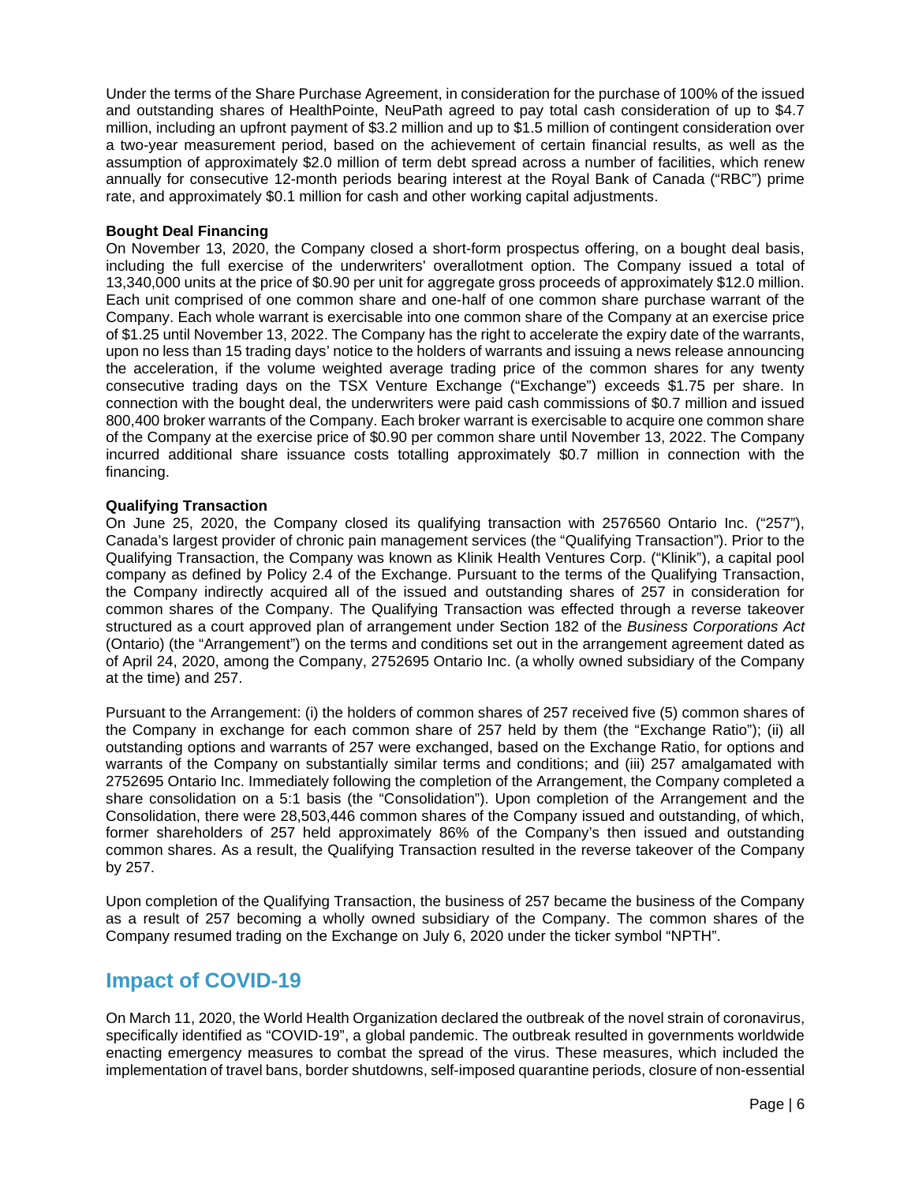Under the terms of the Share Purchase Agreement, in consideration for the purchase of 100% of the issued and outstanding shares of HealthPointe, NeuPath agreed to pay total cash consideration of up to $4.7 million, including an upfront payment of $3.2 million and up to $1.5 million of contingent consideration over a two-year measurement period, based on the achievement of certain financial results, as well as the assumption of approximately $2.0 million of term debt spread across a number of facilities, which renew annually for consecutive 12-month periods bearing interest at the Royal Bank of Canada ("RBC") prime rate, and approximately $0.1 million for cash and other working capital adjustments.

**Bought Deal Financing**

On November 13, 2020, the Company closed a short-form prospectus offering, on a bought deal basis, including the full exercise of the underwriters' overallotment option. The Company issued a total of 13,340,000 units at the price of $0.90 per unit for aggregate gross proceeds of approximately $12.0 million. Each unit comprised of one common share and one-half of one common share purchase warrant of the Company. Each whole warrant is exercisable into one common share of the Company at an exercise price of $1.25 until November 13, 2022. The Company has the right to accelerate the expiry date of the warrants, upon no less than 15 trading days' notice to the holders of warrants and issuing a news release announcing the acceleration, if the volume weighted average trading price of the common shares for any twenty consecutive trading days on the TSX Venture Exchange ("Exchange") exceeds $1.75 per share. In connection with the bought deal, the underwriters were paid cash commissions of $0.7 million and issued 800,400 broker warrants of the Company. Each broker warrant is exercisable to acquire one common share of the Company at the exercise price of $0.90 per common share until November 13, 2022. The Company incurred additional share issuance costs totalling approximately $0.7 million in connection with the financing.

**Qualifying Transaction**

On June 25, 2020, the Company closed its qualifying transaction with 2576560 Ontario Inc. ("257"), Canada's largest provider of chronic pain management services (the "Qualifying Transaction"). Prior to the Qualifying Transaction, the Company was known as Klinik Health Ventures Corp. ("Klinik"), a capital pool company as defined by Policy 2.4 of the Exchange. Pursuant to the terms of the Qualifying Transaction, the Company indirectly acquired all of the issued and outstanding shares of 257 in consideration for common shares of the Company. The Qualifying Transaction was effected through a reverse takeover structured as a court approved plan of arrangement under Section 182 of the *Business Corporations Act* (Ontario) (the "Arrangement") on the terms and conditions set out in the arrangement agreement dated as of April 24, 2020, among the Company, 2752695 Ontario Inc. (a wholly owned subsidiary of the Company at the time) and 257.

Pursuant to the Arrangement: (i) the holders of common shares of 257 received five (5) common shares of the Company in exchange for each common share of 257 held by them (the "Exchange Ratio"); (ii) all outstanding options and warrants of 257 were exchanged, based on the Exchange Ratio, for options and warrants of the Company on substantially similar terms and conditions; and (iii) 257 amalgamated with 2752695 Ontario Inc. Immediately following the completion of the Arrangement, the Company completed a share consolidation on a 5:1 basis (the "Consolidation"). Upon completion of the Arrangement and the Consolidation, there were 28,503,446 common shares of the Company issued and outstanding, of which, former shareholders of 257 held approximately 86% of the Company's then issued and outstanding common shares. As a result, the Qualifying Transaction resulted in the reverse takeover of the Company by 257.

Upon completion of the Qualifying Transaction, the business of 257 became the business of the Company as a result of 257 becoming a wholly owned subsidiary of the Company. The common shares of the Company resumed trading on the Exchange on July 6, 2020 under the ticker symbol "NPTH".

## Impact of COVID-19

On March 11, 2020, the World Health Organization declared the outbreak of the novel strain of coronavirus, specifically identified as "COVID-19", a global pandemic. The outbreak resulted in governments worldwide enacting emergency measures to combat the spread of the virus. These measures, which included the implementation of travel bans, border shutdowns, self-imposed quarantine periods, closure of non-essential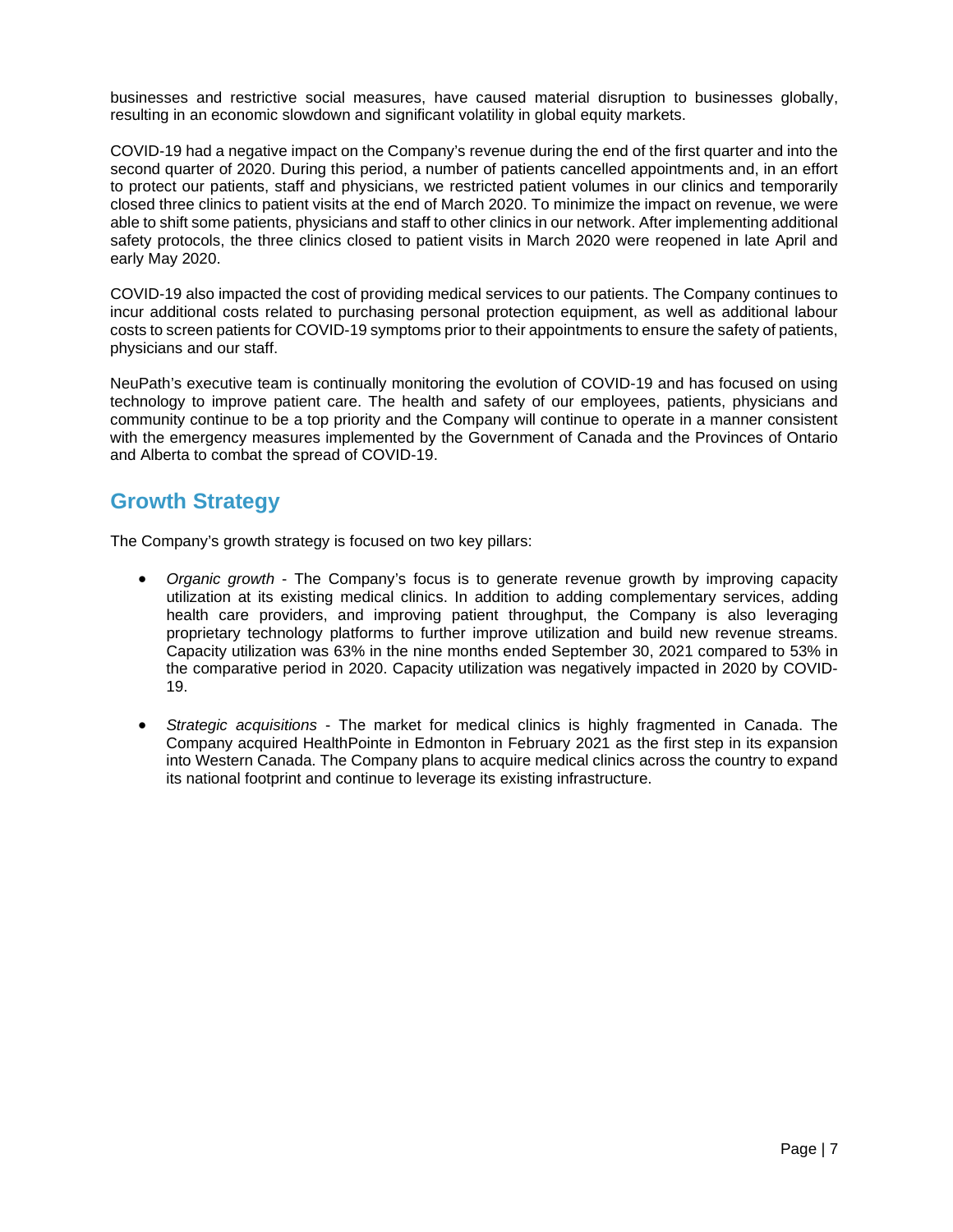businesses and restrictive social measures, have caused material disruption to businesses globally, resulting in an economic slowdown and significant volatility in global equity markets.

COVID-19 had a negative impact on the Company's revenue during the end of the first quarter and into the second quarter of 2020. During this period, a number of patients cancelled appointments and, in an effort to protect our patients, staff and physicians, we restricted patient volumes in our clinics and temporarily closed three clinics to patient visits at the end of March 2020. To minimize the impact on revenue, we were able to shift some patients, physicians and staff to other clinics in our network. After implementing additional safety protocols, the three clinics closed to patient visits in March 2020 were reopened in late April and early May 2020.

COVID-19 also impacted the cost of providing medical services to our patients. The Company continues to incur additional costs related to purchasing personal protection equipment, as well as additional labour costs to screen patients for COVID-19 symptoms prior to their appointments to ensure the safety of patients, physicians and our staff.

NeuPath's executive team is continually monitoring the evolution of COVID-19 and has focused on using technology to improve patient care. The health and safety of our employees, patients, physicians and community continue to be a top priority and the Company will continue to operate in a manner consistent with the emergency measures implemented by the Government of Canada and the Provinces of Ontario and Alberta to combat the spread of COVID-19.

## Growth Strategy

The Company's growth strategy is focused on two key pillars:

- *Organic growth* - The Company's focus is to generate revenue growth by improving capacity utilization at its existing medical clinics. In addition to adding complementary services, adding health care providers, and improving patient throughput, the Company is also leveraging proprietary technology platforms to further improve utilization and build new revenue streams. Capacity utilization was 63% in the nine months ended September 30, 2021 compared to 53% in the comparative period in 2020. Capacity utilization was negatively impacted in 2020 by COVID-19.

- *Strategic acquisitions* - The market for medical clinics is highly fragmented in Canada. The Company acquired HealthPointe in Edmonton in February 2021 as the first step in its expansion into Western Canada. The Company plans to acquire medical clinics across the country to expand its national footprint and continue to leverage its existing infrastructure.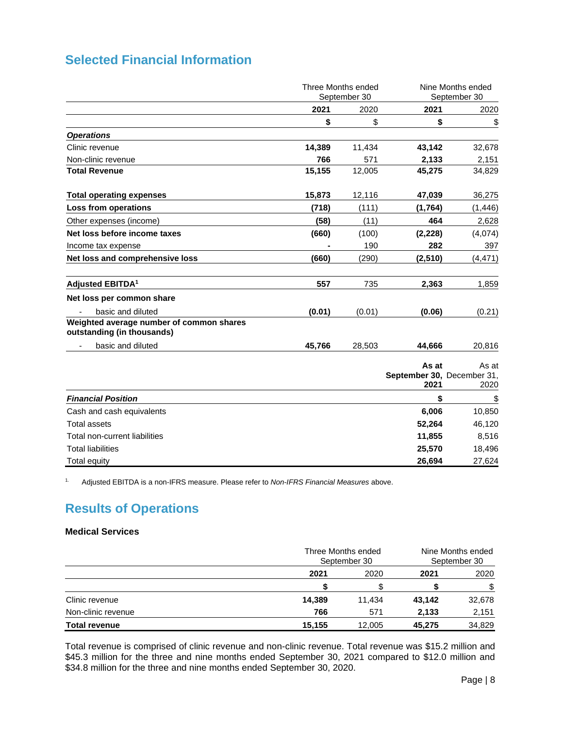## Selected Financial Information

| | Three Months ended September 30 | | Nine Months ended September 30 | |
|---|---|---|---|---|
| | **2021** | 2020 | **2021** | 2020 |
| | **$** | $ | **$** | $ |
| ***Operations*** | | | | |
| Clinic revenue | **14,389** | 11,434 | **43,142** | 32,678 |
| Non-clinic revenue | **766** | 571 | **2,133** | 2,151 |
| **Total Revenue** | **15,155** | 12,005 | **45,275** | 34,829 |
| **Total operating expenses** | **15,873** | 12,116 | **47,039** | 36,275 |
| **Loss from operations** | **(718)** | (111) | **(1,764)** | (1,446) |
| Other expenses (income) | **(58)** | (11) | **464** | 2,628 |
| **Net loss before income taxes** | **(660)** | (100) | **(2,228)** | (4,074) |
| Income tax expense | **-** | 190 | **282** | 397 |
| **Net loss and comprehensive loss** | **(660)** | (290) | **(2,510)** | (4,471) |
| **Adjusted EBITDA[1]** | **557** | 735 | **2,363** | 1,859 |
| **Net loss per common share** | | | | |
| - basic and diluted | **(0.01)** | (0.01) | **(0.06)** | (0.21) |
| **Weighted average number of common shares outstanding (in thousands)** | | | | |
| - basic and diluted | **45,766** | 28,503 | **44,666** | 20,816 |

| | As at September 30, 2021 | As at December 31, 2020 |
|---|---|---|
| ***Financial Position*** | **$** | $ |
| Cash and cash equivalents | **6,006** | 10,850 |
| Total assets | **52,264** | 46,120 |
| Total non-current liabilities | **11,855** | 8,516 |
| Total liabilities | **25,570** | 18,496 |
| Total equity | **26,694** | 27,624 |

1. Adjusted EBITDA is a non-IFRS measure. Please refer to *Non-IFRS Financial Measures* above.

## Results of Operations

### Medical Services

| | Three Months ended September 30 | | Nine Months ended September 30 | |
|---|---|---|---|---|
| | **2021** | 2020 | **2021** | 2020 |
| | **$** | $ | **$** | $ |
| Clinic revenue | **14,389** | 11,434 | **43,142** | 32,678 |
| Non-clinic revenue | **766** | 571 | **2,133** | 2,151 |
| **Total revenue** | **15,155** | 12,005 | **45,275** | 34,829 |

Total revenue is comprised of clinic revenue and non-clinic revenue. Total revenue was $15.2 million and $45.3 million for the three and nine months ended September 30, 2021 compared to $12.0 million and $34.8 million for the three and nine months ended September 30, 2020.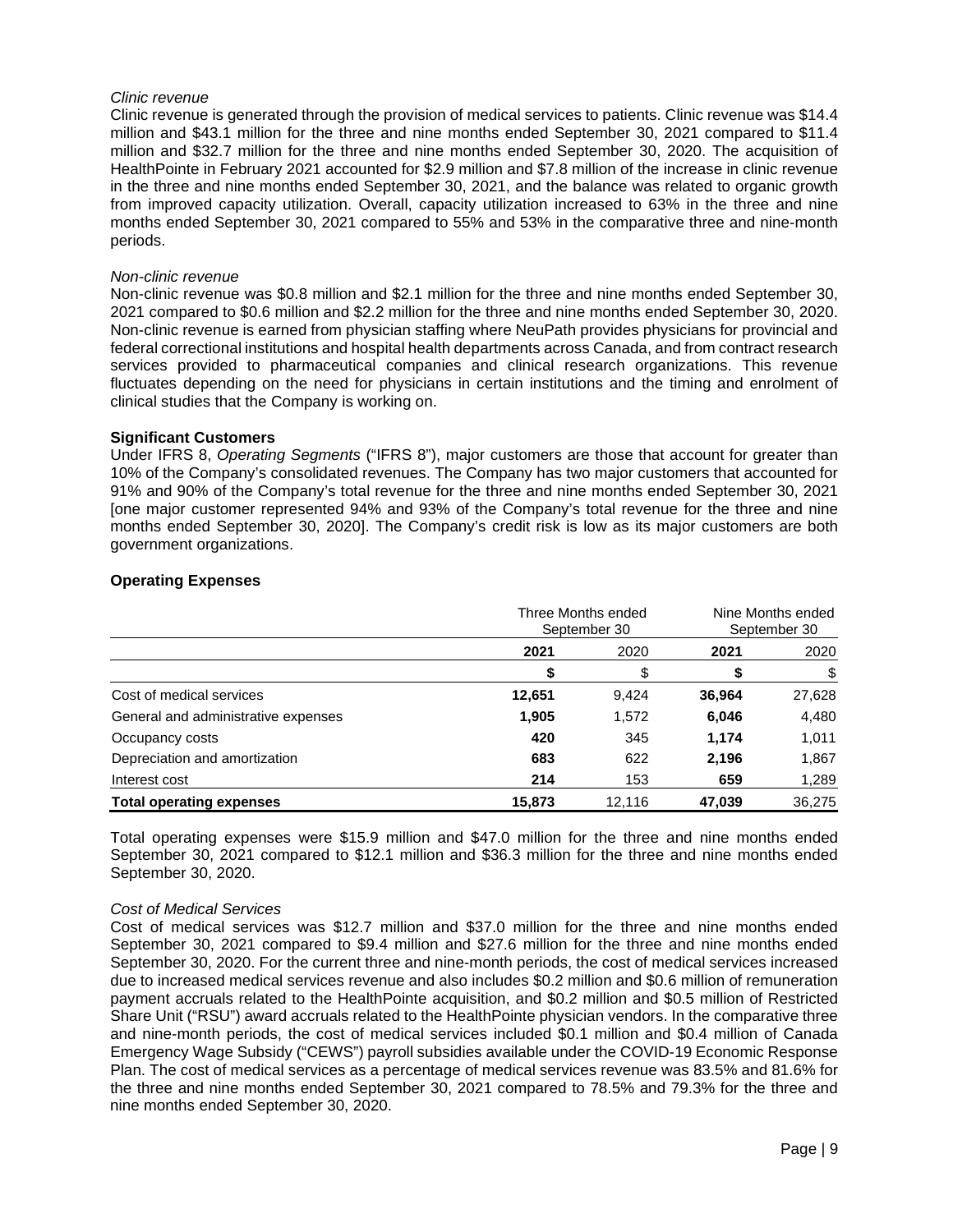*Clinic revenue*

Clinic revenue is generated through the provision of medical services to patients. Clinic revenue was $14.4 million and $43.1 million for the three and nine months ended September 30, 2021 compared to $11.4 million and $32.7 million for the three and nine months ended September 30, 2020. The acquisition of HealthPointe in February 2021 accounted for $2.9 million and $7.8 million of the increase in clinic revenue in the three and nine months ended September 30, 2021, and the balance was related to organic growth from improved capacity utilization. Overall, capacity utilization increased to 63% in the three and nine months ended September 30, 2021 compared to 55% and 53% in the comparative three and nine-month periods.

*Non-clinic revenue*

Non-clinic revenue was $0.8 million and $2.1 million for the three and nine months ended September 30, 2021 compared to $0.6 million and $2.2 million for the three and nine months ended September 30, 2020. Non-clinic revenue is earned from physician staffing where NeuPath provides physicians for provincial and federal correctional institutions and hospital health departments across Canada, and from contract research services provided to pharmaceutical companies and clinical research organizations. This revenue fluctuates depending on the need for physicians in certain institutions and the timing and enrolment of clinical studies that the Company is working on.

**Significant Customers**

Under IFRS 8, *Operating Segments* ("IFRS 8"), major customers are those that account for greater than 10% of the Company's consolidated revenues. The Company has two major customers that accounted for 91% and 90% of the Company's total revenue for the three and nine months ended September 30, 2021 [one major customer represented 94% and 93% of the Company's total revenue for the three and nine months ended September 30, 2020]. The Company's credit risk is low as its major customers are both government organizations.

**Operating Expenses**

| | Three Months ended September 30 | | Nine Months ended September 30 | |
|---|---|---|---|---|
| | **2021** | 2020 | **2021** | 2020 |
| | **$** | $ | **$** | $ |
| Cost of medical services | **12,651** | 9,424 | **36,964** | 27,628 |
| General and administrative expenses | **1,905** | 1,572 | **6,046** | 4,480 |
| Occupancy costs | **420** | 345 | **1,174** | 1,011 |
| Depreciation and amortization | **683** | 622 | **2,196** | 1,867 |
| Interest cost | **214** | 153 | **659** | 1,289 |
| **Total operating expenses** | **15,873** | 12,116 | **47,039** | 36,275 |

Total operating expenses were $15.9 million and $47.0 million for the three and nine months ended September 30, 2021 compared to $12.1 million and $36.3 million for the three and nine months ended September 30, 2020.

*Cost of Medical Services*

Cost of medical services was $12.7 million and $37.0 million for the three and nine months ended September 30, 2021 compared to $9.4 million and $27.6 million for the three and nine months ended September 30, 2020. For the current three and nine-month periods, the cost of medical services increased due to increased medical services revenue and also includes $0.2 million and $0.6 million of remuneration payment accruals related to the HealthPointe acquisition, and $0.2 million and $0.5 million of Restricted Share Unit ("RSU") award accruals related to the HealthPointe physician vendors. In the comparative three and nine-month periods, the cost of medical services included $0.1 million and $0.4 million of Canada Emergency Wage Subsidy ("CEWS") payroll subsidies available under the COVID-19 Economic Response Plan. The cost of medical services as a percentage of medical services revenue was 83.5% and 81.6% for the three and nine months ended September 30, 2021 compared to 78.5% and 79.3% for the three and nine months ended September 30, 2020.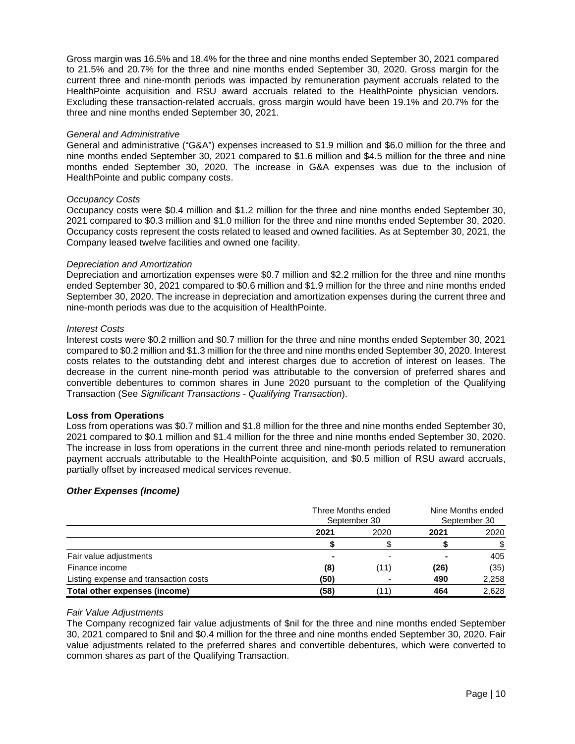Gross margin was 16.5% and 18.4% for the three and nine months ended September 30, 2021 compared to 21.5% and 20.7% for the three and nine months ended September 30, 2020. Gross margin for the current three and nine-month periods was impacted by remuneration payment accruals related to the HealthPointe acquisition and RSU award accruals related to the HealthPointe physician vendors. Excluding these transaction-related accruals, gross margin would have been 19.1% and 20.7% for the three and nine months ended September 30, 2021.

*General and Administrative*

General and administrative ("G&A") expenses increased to $1.9 million and $6.0 million for the three and nine months ended September 30, 2021 compared to $1.6 million and $4.5 million for the three and nine months ended September 30, 2020. The increase in G&A expenses was due to the inclusion of HealthPointe and public company costs.

*Occupancy Costs*

Occupancy costs were $0.4 million and $1.2 million for the three and nine months ended September 30, 2021 compared to $0.3 million and $1.0 million for the three and nine months ended September 30, 2020. Occupancy costs represent the costs related to leased and owned facilities. As at September 30, 2021, the Company leased twelve facilities and owned one facility.

*Depreciation and Amortization*

Depreciation and amortization expenses were $0.7 million and $2.2 million for the three and nine months ended September 30, 2021 compared to $0.6 million and $1.9 million for the three and nine months ended September 30, 2020. The increase in depreciation and amortization expenses during the current three and nine-month periods was due to the acquisition of HealthPointe.

*Interest Costs*

Interest costs were $0.2 million and $0.7 million for the three and nine months ended September 30, 2021 compared to $0.2 million and $1.3 million for the three and nine months ended September 30, 2020. Interest costs relates to the outstanding debt and interest charges due to accretion of interest on leases. The decrease in the current nine-month period was attributable to the conversion of preferred shares and convertible debentures to common shares in June 2020 pursuant to the completion of the Qualifying Transaction (See *Significant Transactions - Qualifying Transaction*).

**Loss from Operations**

Loss from operations was $0.7 million and $1.8 million for the three and nine months ended September 30, 2021 compared to $0.1 million and $1.4 million for the three and nine months ended September 30, 2020. The increase in loss from operations in the current three and nine-month periods related to remuneration payment accruals attributable to the HealthPointe acquisition, and $0.5 million of RSU award accruals, partially offset by increased medical services revenue.

***Other Expenses (Income)***

| | Three Months ended September 30 | | Nine Months ended September 30 | |
|---|---|---|---|---|
| | **2021** | 2020 | **2021** | 2020 |
| | **$** | $ | **$** | $ |
| Fair value adjustments | **-** | - | **-** | 405 |
| Finance income | **(8)** | (11) | **(26)** | (35) |
| Listing expense and transaction costs | **(50)** | - | **490** | 2,258 |
| **Total other expenses (income)** | **(58)** | (11) | **464** | 2,628 |

*Fair Value Adjustments*

The Company recognized fair value adjustments of $nil for the three and nine months ended September 30, 2021 compared to $nil and $0.4 million for the three and nine months ended September 30, 2020. Fair value adjustments related to the preferred shares and convertible debentures, which were converted to common shares as part of the Qualifying Transaction.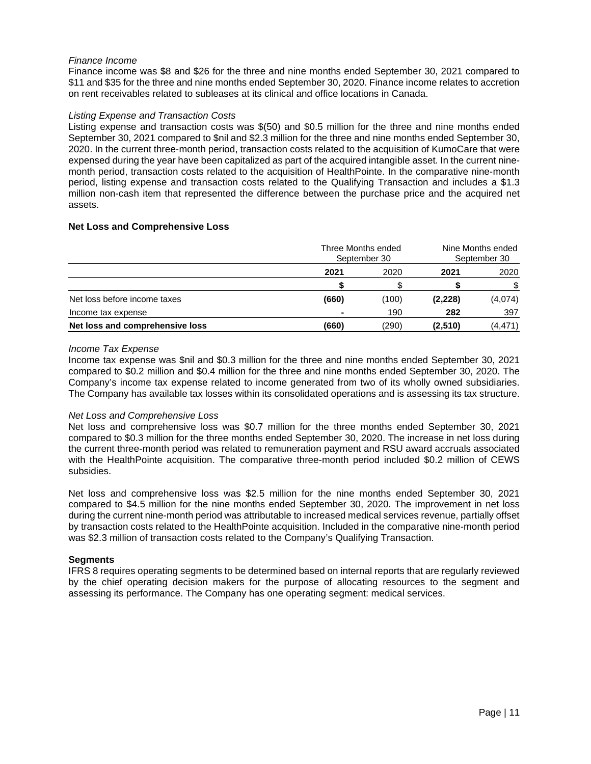*Finance Income*

Finance income was $8 and $26 for the three and nine months ended September 30, 2021 compared to $11 and $35 for the three and nine months ended September 30, 2020. Finance income relates to accretion on rent receivables related to subleases at its clinical and office locations in Canada.

*Listing Expense and Transaction Costs*

Listing expense and transaction costs was $(50) and $0.5 million for the three and nine months ended September 30, 2021 compared to $nil and $2.3 million for the three and nine months ended September 30, 2020. In the current three-month period, transaction costs related to the acquisition of KumoCare that were expensed during the year have been capitalized as part of the acquired intangible asset. In the current nine-month period, transaction costs related to the acquisition of HealthPointe. In the comparative nine-month period, listing expense and transaction costs related to the Qualifying Transaction and includes a $1.3 million non-cash item that represented the difference between the purchase price and the acquired net assets.

**Net Loss and Comprehensive Loss**

| | Three Months ended September 30 | | Nine Months ended September 30 | |
|---|---|---|---|---|
| | **2021** | 2020 | **2021** | 2020 |
| | **$** | $ | **$** | $ |
| Net loss before income taxes | **(660)** | (100) | **(2,228)** | (4,074) |
| Income tax expense | **-** | 190 | **282** | 397 |
| **Net loss and comprehensive loss** | **(660)** | (290) | **(2,510)** | (4,471) |

*Income Tax Expense*

Income tax expense was $nil and $0.3 million for the three and nine months ended September 30, 2021 compared to $0.2 million and $0.4 million for the three and nine months ended September 30, 2020. The Company's income tax expense related to income generated from two of its wholly owned subsidiaries. The Company has available tax losses within its consolidated operations and is assessing its tax structure.

*Net Loss and Comprehensive Loss*

Net loss and comprehensive loss was $0.7 million for the three months ended September 30, 2021 compared to $0.3 million for the three months ended September 30, 2020. The increase in net loss during the current three-month period was related to remuneration payment and RSU award accruals associated with the HealthPointe acquisition. The comparative three-month period included $0.2 million of CEWS subsidies.

Net loss and comprehensive loss was $2.5 million for the nine months ended September 30, 2021 compared to $4.5 million for the nine months ended September 30, 2020. The improvement in net loss during the current nine-month period was attributable to increased medical services revenue, partially offset by transaction costs related to the HealthPointe acquisition. Included in the comparative nine-month period was $2.3 million of transaction costs related to the Company's Qualifying Transaction.

**Segments**

IFRS 8 requires operating segments to be determined based on internal reports that are regularly reviewed by the chief operating decision makers for the purpose of allocating resources to the segment and assessing its performance. The Company has one operating segment: medical services.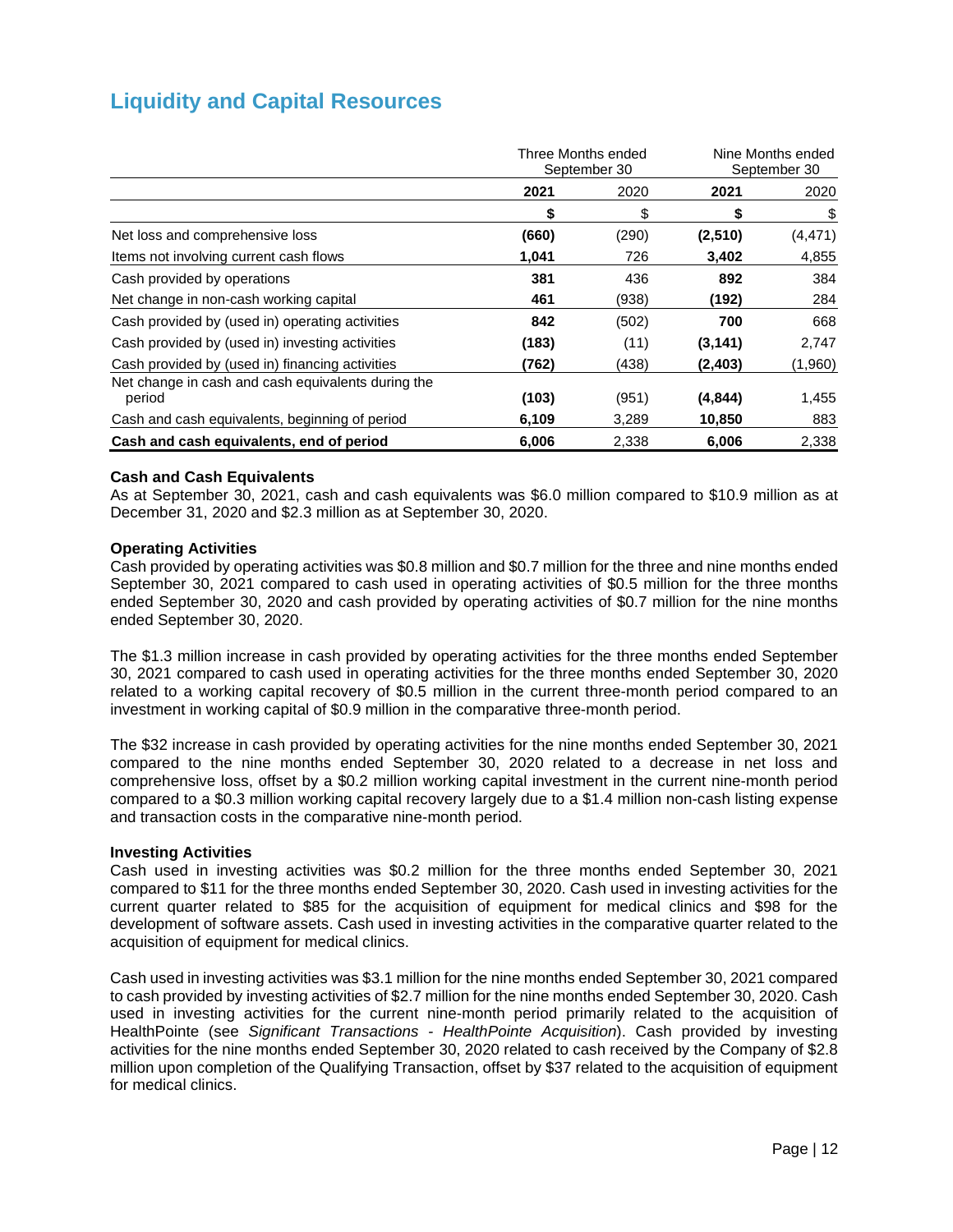## Liquidity and Capital Resources

| | Three Months ended September 30 | | Nine Months ended September 30 | |
|---|---|---|---|---|
| | **2021** | 2020 | **2021** | 2020 |
| | **$** | $ | **$** | $ |
| Net loss and comprehensive loss | **(660)** | (290) | **(2,510)** | (4,471) |
| Items not involving current cash flows | **1,041** | 726 | **3,402** | 4,855 |
| Cash provided by operations | **381** | 436 | **892** | 384 |
| Net change in non-cash working capital | **461** | (938) | **(192)** | 284 |
| Cash provided by (used in) operating activities | **842** | (502) | **700** | 668 |
| Cash provided by (used in) investing activities | **(183)** | (11) | **(3,141)** | 2,747 |
| Cash provided by (used in) financing activities | **(762)** | (438) | **(2,403)** | (1,960) |
| Net change in cash and cash equivalents during the period | **(103)** | (951) | **(4,844)** | 1,455 |
| Cash and cash equivalents, beginning of period | **6,109** | 3,289 | **10,850** | 883 |
| **Cash and cash equivalents, end of period** | **6,006** | 2,338 | **6,006** | 2,338 |

**Cash and Cash Equivalents**
As at September 30, 2021, cash and cash equivalents was $6.0 million compared to $10.9 million as at December 31, 2020 and $2.3 million as at September 30, 2020.

**Operating Activities**
Cash provided by operating activities was $0.8 million and $0.7 million for the three and nine months ended September 30, 2021 compared to cash used in operating activities of $0.5 million for the three months ended September 30, 2020 and cash provided by operating activities of $0.7 million for the nine months ended September 30, 2020.

The $1.3 million increase in cash provided by operating activities for the three months ended September 30, 2021 compared to cash used in operating activities for the three months ended September 30, 2020 related to a working capital recovery of $0.5 million in the current three-month period compared to an investment in working capital of $0.9 million in the comparative three-month period.

The $32 increase in cash provided by operating activities for the nine months ended September 30, 2021 compared to the nine months ended September 30, 2020 related to a decrease in net loss and comprehensive loss, offset by a $0.2 million working capital investment in the current nine-month period compared to a $0.3 million working capital recovery largely due to a $1.4 million non-cash listing expense and transaction costs in the comparative nine-month period.

**Investing Activities**
Cash used in investing activities was $0.2 million for the three months ended September 30, 2021 compared to $11 for the three months ended September 30, 2020. Cash used in investing activities for the current quarter related to $85 for the acquisition of equipment for medical clinics and $98 for the development of software assets. Cash used in investing activities in the comparative quarter related to the acquisition of equipment for medical clinics.

Cash used in investing activities was $3.1 million for the nine months ended September 30, 2021 compared to cash provided by investing activities of $2.7 million for the nine months ended September 30, 2020. Cash used in investing activities for the current nine-month period primarily related to the acquisition of HealthPointe (see *Significant Transactions - HealthPointe Acquisition*). Cash provided by investing activities for the nine months ended September 30, 2020 related to cash received by the Company of $2.8 million upon completion of the Qualifying Transaction, offset by $37 related to the acquisition of equipment for medical clinics.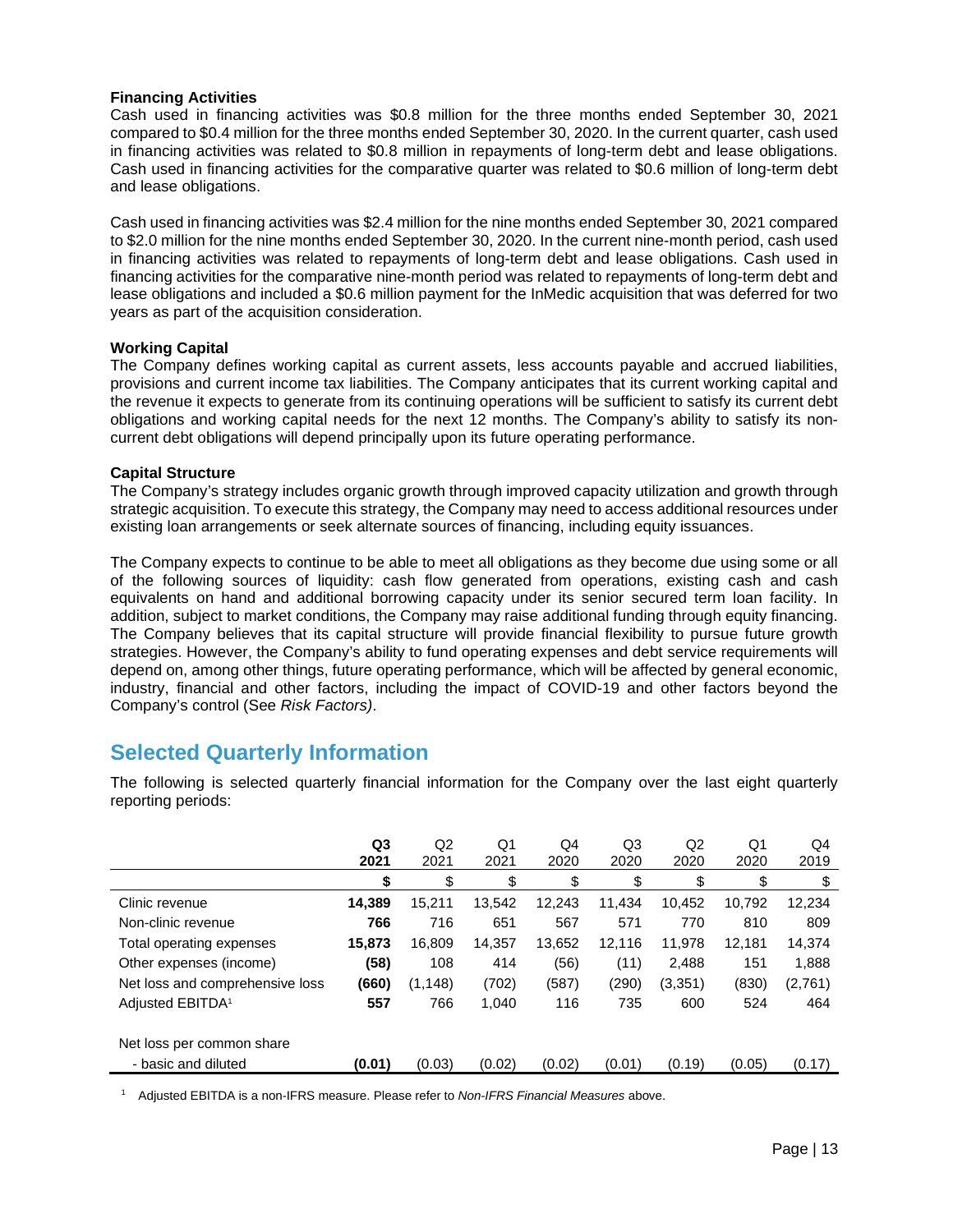### Financing Activities

Cash used in financing activities was $0.8 million for the three months ended September 30, 2021 compared to $0.4 million for the three months ended September 30, 2020. In the current quarter, cash used in financing activities was related to $0.8 million in repayments of long-term debt and lease obligations. Cash used in financing activities for the comparative quarter was related to $0.6 million of long-term debt and lease obligations.

Cash used in financing activities was $2.4 million for the nine months ended September 30, 2021 compared to $2.0 million for the nine months ended September 30, 2020. In the current nine-month period, cash used in financing activities was related to repayments of long-term debt and lease obligations. Cash used in financing activities for the comparative nine-month period was related to repayments of long-term debt and lease obligations and included a $0.6 million payment for the InMedic acquisition that was deferred for two years as part of the acquisition consideration.

### Working Capital

The Company defines working capital as current assets, less accounts payable and accrued liabilities, provisions and current income tax liabilities. The Company anticipates that its current working capital and the revenue it expects to generate from its continuing operations will be sufficient to satisfy its current debt obligations and working capital needs for the next 12 months. The Company's ability to satisfy its non-current debt obligations will depend principally upon its future operating performance.

### Capital Structure

The Company's strategy includes organic growth through improved capacity utilization and growth through strategic acquisition. To execute this strategy, the Company may need to access additional resources under existing loan arrangements or seek alternate sources of financing, including equity issuances.

The Company expects to continue to be able to meet all obligations as they become due using some or all of the following sources of liquidity: cash flow generated from operations, existing cash and cash equivalents on hand and additional borrowing capacity under its senior secured term loan facility. In addition, subject to market conditions, the Company may raise additional funding through equity financing. The Company believes that its capital structure will provide financial flexibility to pursue future growth strategies. However, the Company's ability to fund operating expenses and debt service requirements will depend on, among other things, future operating performance, which will be affected by general economic, industry, financial and other factors, including the impact of COVID-19 and other factors beyond the Company's control (See *Risk Factors)*.

## Selected Quarterly Information

The following is selected quarterly financial information for the Company over the last eight quarterly reporting periods:

| | **Q3 2021** | Q2 2021 | Q1 2021 | Q4 2020 | Q3 2020 | Q2 2020 | Q1 2020 | Q4 2019 |
|---|---|---|---|---|---|---|---|---|
| | **$** | $ | $ | $ | $ | $ | $ | $ |
| Clinic revenue | **14,389** | 15,211 | 13,542 | 12,243 | 11,434 | 10,452 | 10,792 | 12,234 |
| Non-clinic revenue | **766** | 716 | 651 | 567 | 571 | 770 | 810 | 809 |
| Total operating expenses | **15,873** | 16,809 | 14,357 | 13,652 | 12,116 | 11,978 | 12,181 | 14,374 |
| Other expenses (income) | **(58)** | 108 | 414 | (56) | (11) | 2,488 | 151 | 1,888 |
| Net loss and comprehensive loss | **(660)** | (1,148) | (702) | (587) | (290) | (3,351) | (830) | (2,761) |
| Adjusted EBITDA[1] | **557** | 766 | 1,040 | 116 | 735 | 600 | 524 | 464 |
| Net loss per common share - basic and diluted | **(0.01)** | (0.03) | (0.02) | (0.02) | (0.01) | (0.19) | (0.05) | (0.17) |

[1] Adjusted EBITDA is a non-IFRS measure. Please refer to *Non-IFRS Financial Measures* above.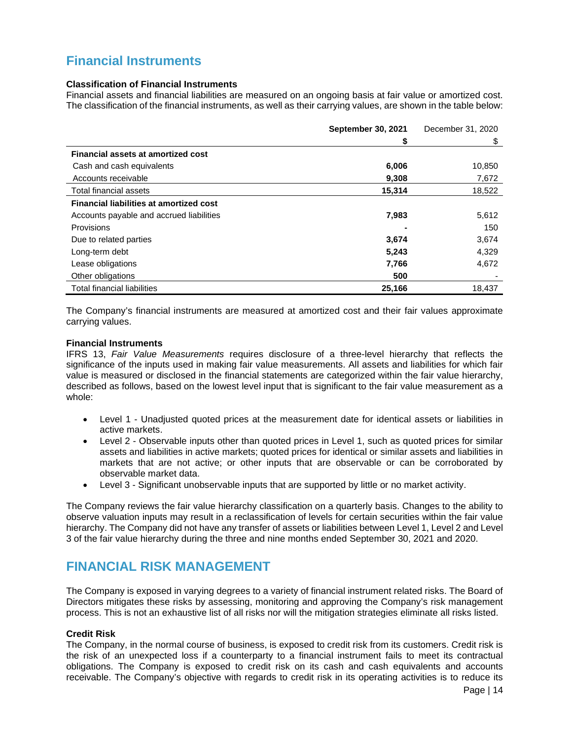## Financial Instruments

**Classification of Financial Instruments**

Financial assets and financial liabilities are measured on an ongoing basis at fair value or amortized cost. The classification of the financial instruments, as well as their carrying values, are shown in the table below:

| | **September 30, 2021** | December 31, 2020 |
|---|---|---|
| | **$** | $ |
| **Financial assets at amortized cost** | | |
| Cash and cash equivalents | **6,006** | 10,850 |
| Accounts receivable | **9,308** | 7,672 |
| Total financial assets | **15,314** | 18,522 |
| **Financial liabilities at amortized cost** | | |
| Accounts payable and accrued liabilities | **7,983** | 5,612 |
| Provisions | **-** | 150 |
| Due to related parties | **3,674** | 3,674 |
| Long-term debt | **5,243** | 4,329 |
| Lease obligations | **7,766** | 4,672 |
| Other obligations | **500** | - |
| Total financial liabilities | **25,166** | 18,437 |

The Company's financial instruments are measured at amortized cost and their fair values approximate carrying values.

**Financial Instruments**

IFRS 13, *Fair Value Measurements* requires disclosure of a three-level hierarchy that reflects the significance of the inputs used in making fair value measurements. All assets and liabilities for which fair value is measured or disclosed in the financial statements are categorized within the fair value hierarchy, described as follows, based on the lowest level input that is significant to the fair value measurement as a whole:

- Level 1 - Unadjusted quoted prices at the measurement date for identical assets or liabilities in active markets.
- Level 2 - Observable inputs other than quoted prices in Level 1, such as quoted prices for similar assets and liabilities in active markets; quoted prices for identical or similar assets and liabilities in markets that are not active; or other inputs that are observable or can be corroborated by observable market data.
- Level 3 - Significant unobservable inputs that are supported by little or no market activity.

The Company reviews the fair value hierarchy classification on a quarterly basis. Changes to the ability to observe valuation inputs may result in a reclassification of levels for certain securities within the fair value hierarchy. The Company did not have any transfer of assets or liabilities between Level 1, Level 2 and Level 3 of the fair value hierarchy during the three and nine months ended September 30, 2021 and 2020.

## FINANCIAL RISK MANAGEMENT

The Company is exposed in varying degrees to a variety of financial instrument related risks. The Board of Directors mitigates these risks by assessing, monitoring and approving the Company's risk management process. This is not an exhaustive list of all risks nor will the mitigation strategies eliminate all risks listed.

**Credit Risk**

The Company, in the normal course of business, is exposed to credit risk from its customers. Credit risk is the risk of an unexpected loss if a counterparty to a financial instrument fails to meet its contractual obligations. The Company is exposed to credit risk on its cash and cash equivalents and accounts receivable. The Company's objective with regards to credit risk in its operating activities is to reduce its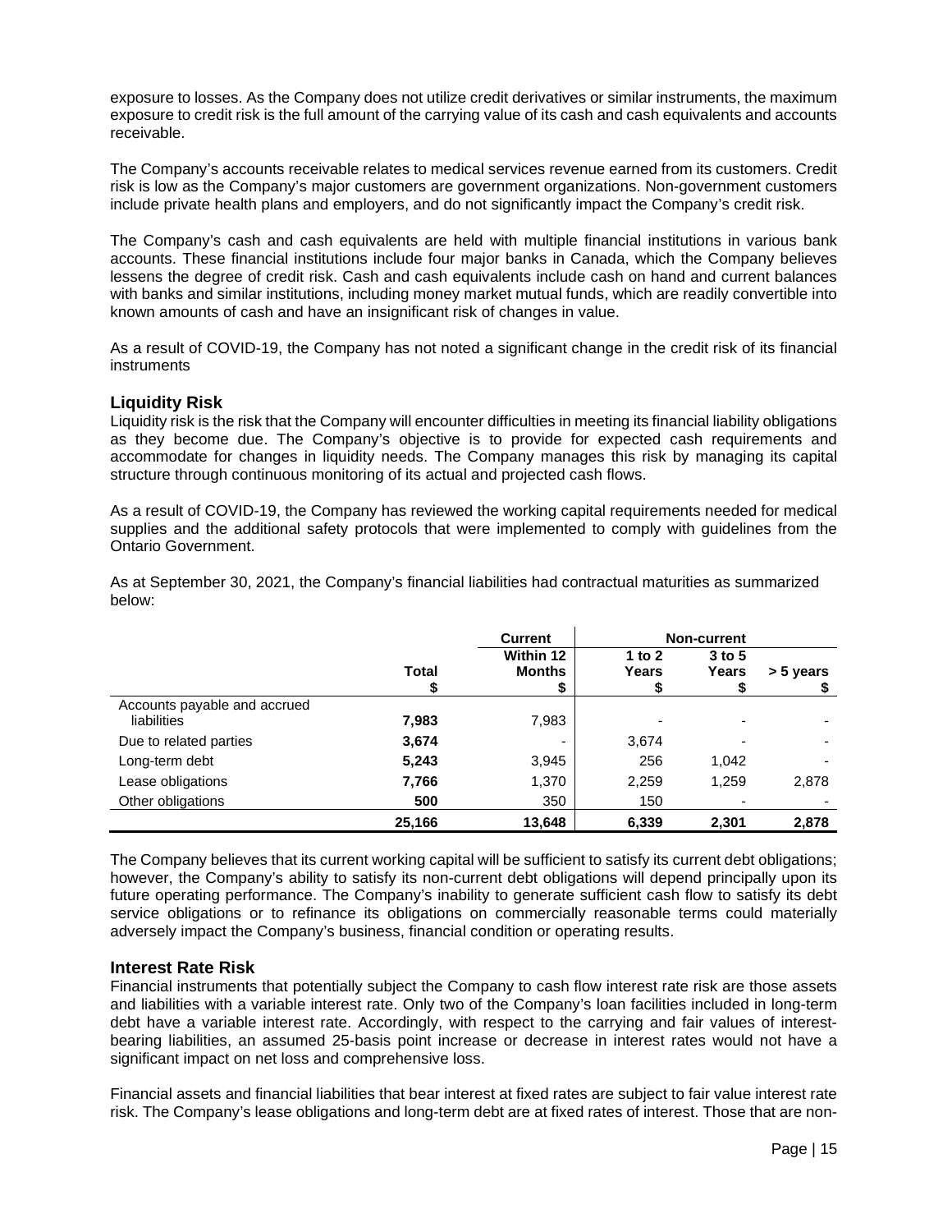exposure to losses. As the Company does not utilize credit derivatives or similar instruments, the maximum exposure to credit risk is the full amount of the carrying value of its cash and cash equivalents and accounts receivable.

The Company's accounts receivable relates to medical services revenue earned from its customers. Credit risk is low as the Company's major customers are government organizations. Non-government customers include private health plans and employers, and do not significantly impact the Company's credit risk.

The Company's cash and cash equivalents are held with multiple financial institutions in various bank accounts. These financial institutions include four major banks in Canada, which the Company believes lessens the degree of credit risk. Cash and cash equivalents include cash on hand and current balances with banks and similar institutions, including money market mutual funds, which are readily convertible into known amounts of cash and have an insignificant risk of changes in value.

As a result of COVID-19, the Company has not noted a significant change in the credit risk of its financial instruments

## Liquidity Risk

Liquidity risk is the risk that the Company will encounter difficulties in meeting its financial liability obligations as they become due. The Company's objective is to provide for expected cash requirements and accommodate for changes in liquidity needs. The Company manages this risk by managing its capital structure through continuous monitoring of its actual and projected cash flows.

As a result of COVID-19, the Company has reviewed the working capital requirements needed for medical supplies and the additional safety protocols that were implemented to comply with guidelines from the Ontario Government.

As at September 30, 2021, the Company's financial liabilities had contractual maturities as summarized below:

| | | Current | Non-current | | |
|---|---|---|---|---|---|
| | **Total** $ | **Within 12 Months** $ | **1 to 2 Years** $ | **3 to 5 Years** $ | **> 5 years** $ |
| Accounts payable and accrued liabilities | **7,983** | 7,983 | - | - | - |
| Due to related parties | **3,674** | - | 3,674 | - | - |
| Long-term debt | **5,243** | 3,945 | 256 | 1,042 | - |
| Lease obligations | **7,766** | 1,370 | 2,259 | 1,259 | 2,878 |
| Other obligations | **500** | 350 | 150 | - | - |
| | **25,166** | **13,648** | **6,339** | **2,301** | **2,878** |

The Company believes that its current working capital will be sufficient to satisfy its current debt obligations; however, the Company's ability to satisfy its non-current debt obligations will depend principally upon its future operating performance. The Company's inability to generate sufficient cash flow to satisfy its debt service obligations or to refinance its obligations on commercially reasonable terms could materially adversely impact the Company's business, financial condition or operating results.

## Interest Rate Risk

Financial instruments that potentially subject the Company to cash flow interest rate risk are those assets and liabilities with a variable interest rate. Only two of the Company's loan facilities included in long-term debt have a variable interest rate. Accordingly, with respect to the carrying and fair values of interest-bearing liabilities, an assumed 25-basis point increase or decrease in interest rates would not have a significant impact on net loss and comprehensive loss.

Financial assets and financial liabilities that bear interest at fixed rates are subject to fair value interest rate risk. The Company's lease obligations and long-term debt are at fixed rates of interest. Those that are non-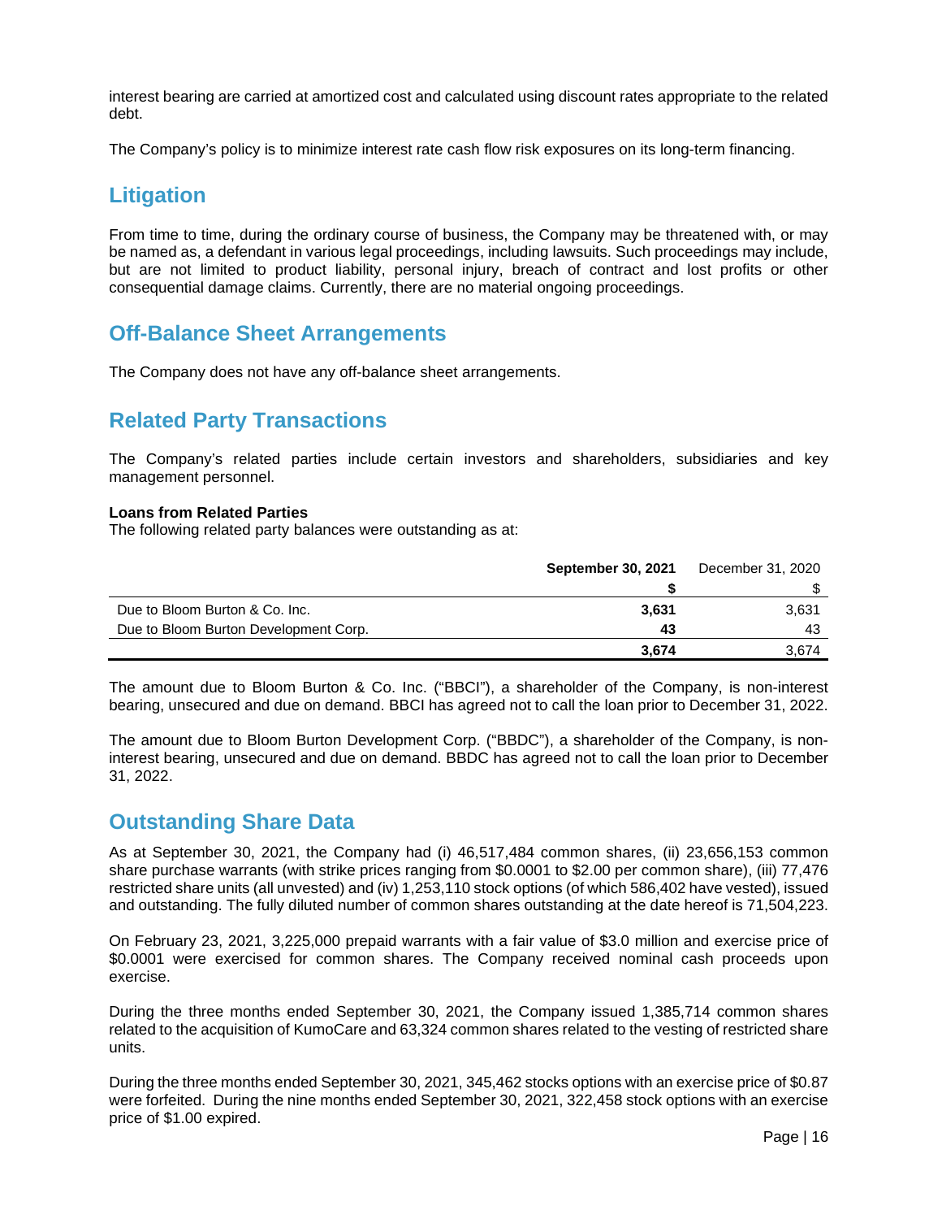interest bearing are carried at amortized cost and calculated using discount rates appropriate to the related debt.

The Company's policy is to minimize interest rate cash flow risk exposures on its long-term financing.

## Litigation

From time to time, during the ordinary course of business, the Company may be threatened with, or may be named as, a defendant in various legal proceedings, including lawsuits. Such proceedings may include, but are not limited to product liability, personal injury, breach of contract and lost profits or other consequential damage claims. Currently, there are no material ongoing proceedings.

## Off-Balance Sheet Arrangements

The Company does not have any off-balance sheet arrangements.

## Related Party Transactions

The Company's related parties include certain investors and shareholders, subsidiaries and key management personnel.

**Loans from Related Parties**
The following related party balances were outstanding as at:

| | **September 30, 2021** | December 31, 2020 |
|---|---|---|
| | **$** | $ |
| Due to Bloom Burton & Co. Inc. | **3,631** | 3,631 |
| Due to Bloom Burton Development Corp. | **43** | 43 |
| | **3,674** | 3,674 |

The amount due to Bloom Burton & Co. Inc. ("BBCI"), a shareholder of the Company, is non-interest bearing, unsecured and due on demand. BBCI has agreed not to call the loan prior to December 31, 2022.

The amount due to Bloom Burton Development Corp. ("BBDC"), a shareholder of the Company, is non-interest bearing, unsecured and due on demand. BBDC has agreed not to call the loan prior to December 31, 2022.

## Outstanding Share Data

As at September 30, 2021, the Company had (i) 46,517,484 common shares, (ii) 23,656,153 common share purchase warrants (with strike prices ranging from $0.0001 to $2.00 per common share), (iii) 77,476 restricted share units (all unvested) and (iv) 1,253,110 stock options (of which 586,402 have vested), issued and outstanding. The fully diluted number of common shares outstanding at the date hereof is 71,504,223.

On February 23, 2021, 3,225,000 prepaid warrants with a fair value of $3.0 million and exercise price of $0.0001 were exercised for common shares. The Company received nominal cash proceeds upon exercise.

During the three months ended September 30, 2021, the Company issued 1,385,714 common shares related to the acquisition of KumoCare and 63,324 common shares related to the vesting of restricted share units.

During the three months ended September 30, 2021, 345,462 stocks options with an exercise price of $0.87 were forfeited. During the nine months ended September 30, 2021, 322,458 stock options with an exercise price of $1.00 expired.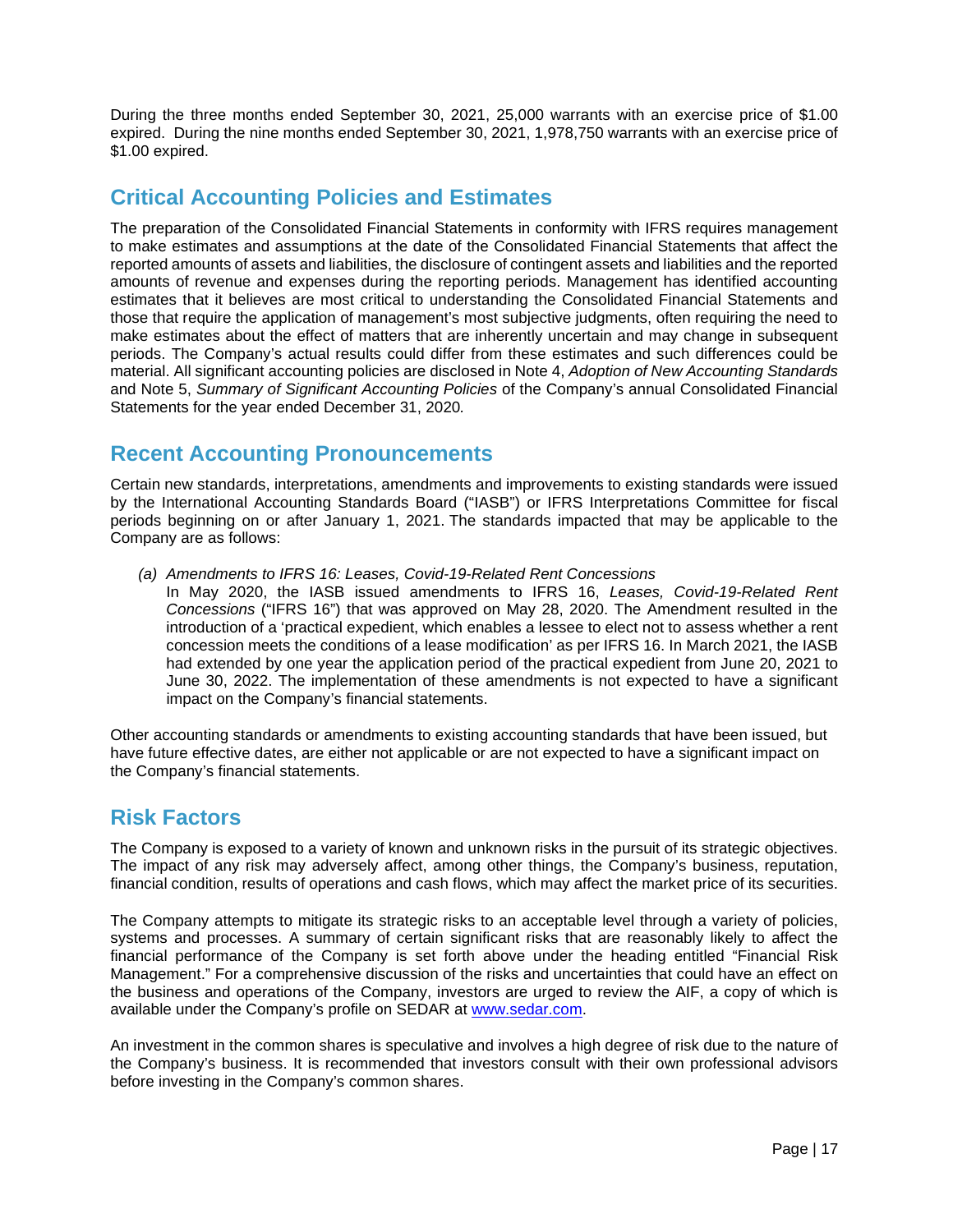During the three months ended September 30, 2021, 25,000 warrants with an exercise price of $1.00 expired. During the nine months ended September 30, 2021, 1,978,750 warrants with an exercise price of $1.00 expired.

## Critical Accounting Policies and Estimates

The preparation of the Consolidated Financial Statements in conformity with IFRS requires management to make estimates and assumptions at the date of the Consolidated Financial Statements that affect the reported amounts of assets and liabilities, the disclosure of contingent assets and liabilities and the reported amounts of revenue and expenses during the reporting periods. Management has identified accounting estimates that it believes are most critical to understanding the Consolidated Financial Statements and those that require the application of management's most subjective judgments, often requiring the need to make estimates about the effect of matters that are inherently uncertain and may change in subsequent periods. The Company's actual results could differ from these estimates and such differences could be material. All significant accounting policies are disclosed in Note 4, *Adoption of New Accounting Standards* and Note 5, *Summary of Significant Accounting Policies* of the Company's annual Consolidated Financial Statements for the year ended December 31, 2020.

## Recent Accounting Pronouncements

Certain new standards, interpretations, amendments and improvements to existing standards were issued by the International Accounting Standards Board ("IASB") or IFRS Interpretations Committee for fiscal periods beginning on or after January 1, 2021. The standards impacted that may be applicable to the Company are as follows:

*(a) Amendments to IFRS 16: Leases, Covid-19-Related Rent Concessions*

In May 2020, the IASB issued amendments to IFRS 16, *Leases, Covid-19-Related Rent Concessions* ("IFRS 16") that was approved on May 28, 2020. The Amendment resulted in the introduction of a 'practical expedient, which enables a lessee to elect not to assess whether a rent concession meets the conditions of a lease modification' as per IFRS 16. In March 2021, the IASB had extended by one year the application period of the practical expedient from June 20, 2021 to June 30, 2022. The implementation of these amendments is not expected to have a significant impact on the Company's financial statements.

Other accounting standards or amendments to existing accounting standards that have been issued, but have future effective dates, are either not applicable or are not expected to have a significant impact on the Company's financial statements.

## Risk Factors

The Company is exposed to a variety of known and unknown risks in the pursuit of its strategic objectives. The impact of any risk may adversely affect, among other things, the Company's business, reputation, financial condition, results of operations and cash flows, which may affect the market price of its securities.

The Company attempts to mitigate its strategic risks to an acceptable level through a variety of policies, systems and processes. A summary of certain significant risks that are reasonably likely to affect the financial performance of the Company is set forth above under the heading entitled "Financial Risk Management." For a comprehensive discussion of the risks and uncertainties that could have an effect on the business and operations of the Company, investors are urged to review the AIF, a copy of which is available under the Company's profile on SEDAR at www.sedar.com.

An investment in the common shares is speculative and involves a high degree of risk due to the nature of the Company's business. It is recommended that investors consult with their own professional advisors before investing in the Company's common shares.